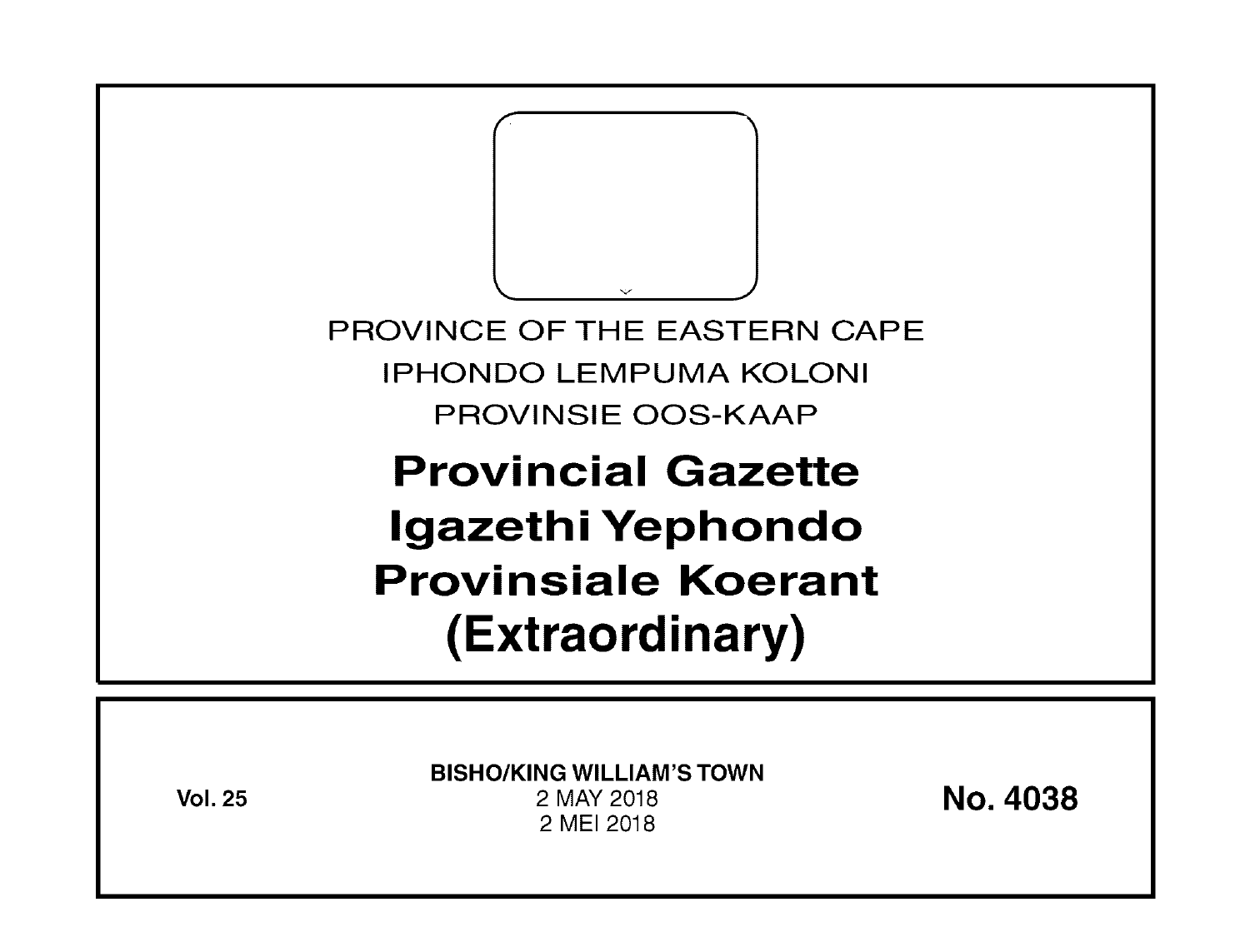PROVINCE OF THE EASTERN CAPE

IPHONDO LEMPUMA KOLONI

PROVINSIE OOS-KAAP

# Provincial Gazette
# Igazethi Yephondo
# Provinsiale Koerant
# (Extraordinary)

**Vol. 25**

**BISHO/KING WILLIAM'S TOWN**

2 MAY 2018

2 MEI 2018

**No. 4038**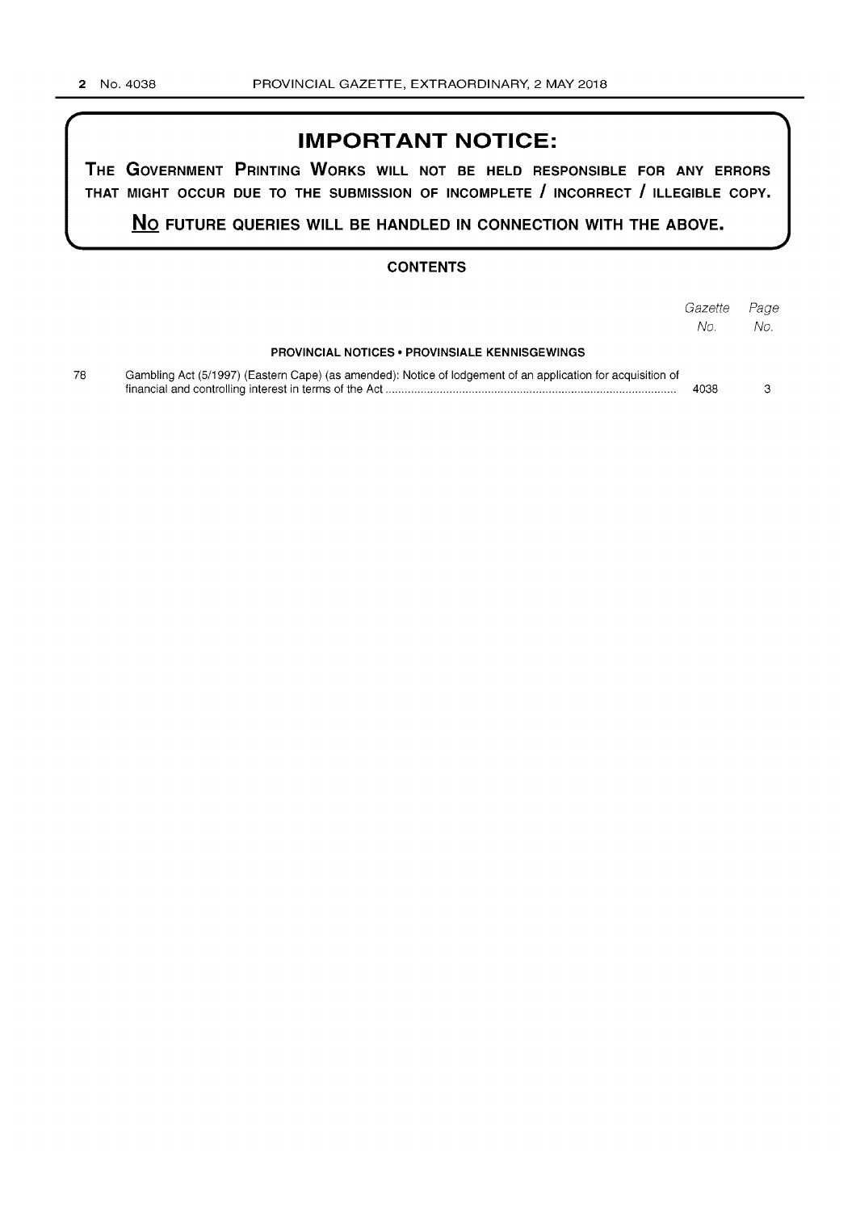# IMPORTANT NOTICE:

**THE GOVERNMENT PRINTING WORKS WILL NOT BE HELD RESPONSIBLE FOR ANY ERRORS THAT MIGHT OCCUR DUE TO THE SUBMISSION OF INCOMPLETE / INCORRECT / ILLEGIBLE COPY.**

**NO FUTURE QUERIES WILL BE HANDLED IN CONNECTION WITH THE ABOVE.**

## CONTENTS

| | | *Gazette No.* | *Page No.* |
|---|---|---|---|
| | **PROVINCIAL NOTICES • PROVINSIALE KENNISGEWINGS** | | |
| 78 | Gambling Act (5/1997) (Eastern Cape) (as amended): Notice of lodgement of an application for acquisition of financial and controlling interest in terms of the Act | 4038 | 3 |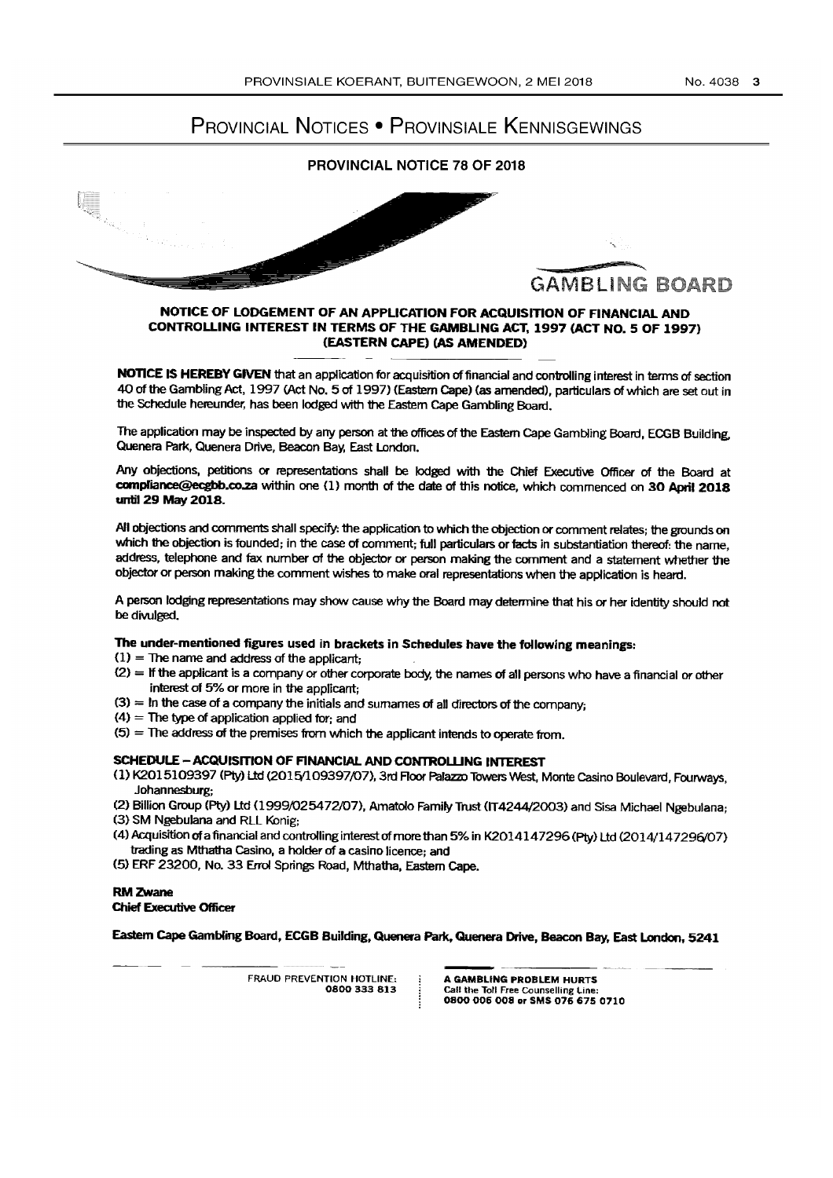# Provincial Notices • Provinsiale Kennisgewings

## PROVINCIAL NOTICE 78 OF 2018

GAMBLING BOARD

### NOTICE OF LODGEMENT OF AN APPLICATION FOR ACQUISITION OF FINANCIAL AND CONTROLLING INTEREST IN TERMS OF THE GAMBLING ACT, 1997 (ACT NO. 5 OF 1997) (EASTERN CAPE) (AS AMENDED)

**NOTICE IS HEREBY GIVEN** that an application for acquisition of financial and controlling interest in terms of section 40 of the Gambling Act, 1997 (Act No. 5 of 1997) (Eastern Cape) (as amended), particulars of which are set out in the Schedule hereunder, has been lodged with the Eastern Cape Gambling Board.

The application may be inspected by any person at the offices of the Eastern Cape Gambling Board, ECGB Building, Quenera Park, Quenera Drive, Beacon Bay, East London.

Any objections, petitions or representations shall be lodged with the Chief Executive Officer of the Board at **compliance@ecgbb.co.za** within one (1) month of the date of this notice, which commenced on **30 April 2018 until 29 May 2018.**

All objections and comments shall specify: the application to which the objection or comment relates; the grounds on which the objection is founded; in the case of comment; full particulars or facts in substantiation thereof: the name, address, telephone and fax number of the objector or person making the comment and a statement whether the objector or person making the comment wishes to make oral representations when the application is heard.

A person lodging representations may show cause why the Board may determine that his or her identity should not be divulged.

**The under-mentioned figures used in brackets in Schedules have the following meanings:**

(1) = The name and address of the applicant;
(2) = If the applicant is a company or other corporate body, the names of all persons who have a financial or other interest of 5% or more in the applicant;
(3) = In the case of a company the initials and surnames of all directors of the company;
(4) = The type of application applied for; and
(5) = The address of the premises from which the applicant intends to operate from.

**SCHEDULE – ACQUISITION OF FINANCIAL AND CONTROLLING INTEREST**

(1) K2015109397 (Pty) Ltd (2015/109397/07), 3rd Floor Palazzo Towers West, Monte Casino Boulevard, Fourways, Johannesburg;
(2) Billion Group (Pty) Ltd (1999/025472/07), Amatolo Family Trust (IT4244/2003) and Sisa Michael Ngebulana;
(3) SM Ngebulana and RLL Konig;
(4) Acquisition of a financial and controlling interest of more than 5% in K2014147296 (Pty) Ltd (2014/147296/07) trading as Mthatha Casino, a holder of a casino licence; and
(5) ERF 23200, No. 33 Errol Springs Road, Mthatha, Eastern Cape.

**RM Zwane**
**Chief Executive Officer**

**Eastern Cape Gambling Board, ECGB Building, Quenera Park, Quenera Drive, Beacon Bay, East London, 5241**

FRAUD PREVENTION HOTLINE: 0800 333 813

**A GAMBLING PROBLEM HURTS**
Call the Toll Free Counselling Line: 0800 006 008 or SMS 076 675 0710